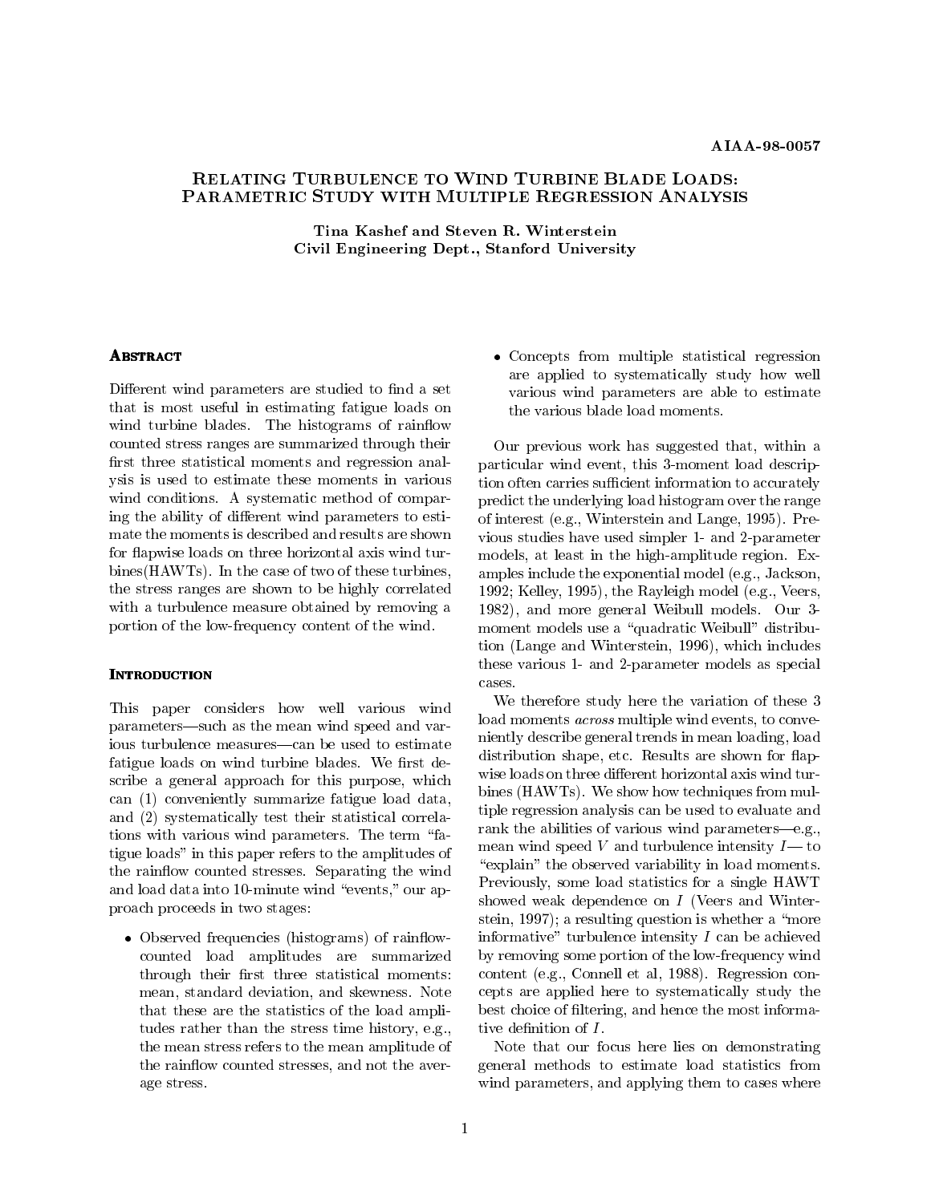AIAA-98-0057

# Relating Turbulence to Wind Turbine Blade Loads: Parametric Study with Multiple Regression Analysis

**Tina Kashef and Steven R. Winterstein**
**Civil Engineering Dept., Stanford University**

## Abstract

Different wind parameters are studied to find a set that is most useful in estimating fatigue loads on wind turbine blades. The histograms of rainflow counted stress ranges are summarized through their first three statistical moments and regression analysis is used to estimate these moments in various wind conditions. A systematic method of comparing the ability of different wind parameters to estimate the moments is described and results are shown for flapwise loads on three horizontal axis wind turbines(HAWTs). In the case of two of these turbines, the stress ranges are shown to be highly correlated with a turbulence measure obtained by removing a portion of the low-frequency content of the wind.

## Introduction

This paper considers how well various wind parameters—such as the mean wind speed and various turbulence measures—can be used to estimate fatigue loads on wind turbine blades. We first describe a general approach for this purpose, which can (1) conveniently summarize fatigue load data, and (2) systematically test their statistical correlations with various wind parameters. The term "fatigue loads" in this paper refers to the amplitudes of the rainflow counted stresses. Separating the wind and load data into 10-minute wind "events," our approach proceeds in two stages:

- Observed frequencies (histograms) of rainflow-counted load amplitudes are summarized through their first three statistical moments: mean, standard deviation, and skewness. Note that these are the statistics of the load amplitudes rather than the stress time history, e.g., the mean stress refers to the mean amplitude of the rainflow counted stresses, and not the average stress.
- Concepts from multiple statistical regression are applied to systematically study how well various wind parameters are able to estimate the various blade load moments.

Our previous work has suggested that, within a particular wind event, this 3-moment load description often carries sufficient information to accurately predict the underlying load histogram over the range of interest (e.g., Winterstein and Lange, 1995). Previous studies have used simpler 1- and 2-parameter models, at least in the high-amplitude region. Examples include the exponential model (e.g., Jackson, 1992; Kelley, 1995), the Rayleigh model (e.g., Veers, 1982), and more general Weibull models. Our 3-moment models use a "quadratic Weibull" distribution (Lange and Winterstein, 1996), which includes these various 1- and 2-parameter models as special cases.

We therefore study here the variation of these 3 load moments *across* multiple wind events, to conveniently describe general trends in mean loading, load distribution shape, etc. Results are shown for flapwise loads on three different horizontal axis wind turbines (HAWTs). We show how techniques from multiple regression analysis can be used to evaluate and rank the abilities of various wind parameters—e.g., mean wind speed $V$ and turbulence intensity $I$— to "explain" the observed variability in load moments. Previously, some load statistics for a single HAWT showed weak dependence on $I$ (Veers and Winterstein, 1997); a resulting question is whether a "more informative" turbulence intensity $I$ can be achieved by removing some portion of the low-frequency wind content (e.g., Connell et al, 1988). Regression concepts are applied here to systematically study the best choice of filtering, and hence the most informative definition of $I$.

Note that our focus here lies on demonstrating general methods to estimate load statistics from wind parameters, and applying them to cases where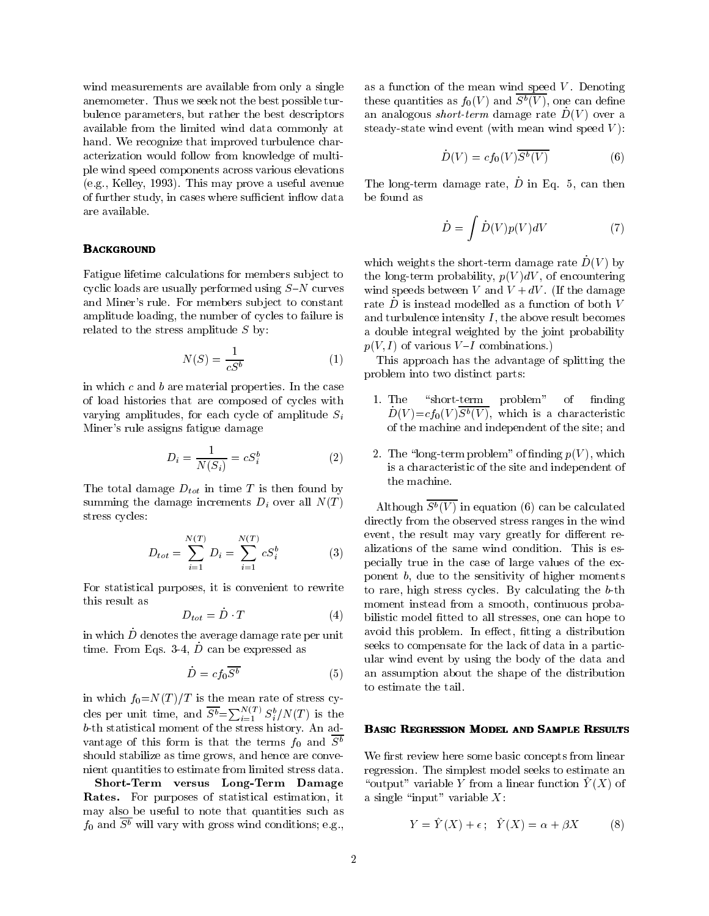wind measurements are available from only a single anemometer. Thus we seek not the best possible turbulence parameters, but rather the best descriptors available from the limited wind data commonly at hand. We recognize that improved turbulence characterization would follow from knowledge of multiple wind speed components across various elevations (e.g., Kelley, 1993). This may prove a useful avenue of further study, in cases where sufficient inflow data are available.

## Background

Fatigue lifetime calculations for members subject to cyclic loads are usually performed using $S$–$N$ curves and Miner's rule. For members subject to constant amplitude loading, the number of cycles to failure is related to the stress amplitude $S$ by:

$$N(S) = \frac{1}{cS^b} \tag{1}$$

in which $c$ and $b$ are material properties. In the case of load histories that are composed of cycles with varying amplitudes, for each cycle of amplitude $S_i$ Miner's rule assigns fatigue damage

$$D_i = \frac{1}{N(S_i)} = cS_i^b \tag{2}$$

The total damage $D_{tot}$ in time $T$ is then found by summing the damage increments $D_i$ over all $N(T)$ stress cycles:

$$D_{tot} = \sum_{i=1}^{N(T)} D_i = \sum_{i=1}^{N(T)} cS_i^b \tag{3}$$

For statistical purposes, it is convenient to rewrite this result as

$$D_{tot} = \dot{D} \cdot T \tag{4}$$

in which $\dot{D}$ denotes the average damage rate per unit time. From Eqs. 3-4, $\dot{D}$ can be expressed as

$$\dot{D} = cf_0\overline{S^b} \tag{5}$$

in which $f_0$=$N(T)/T$ is the mean rate of stress cycles per unit time, and $\overline{S^b}$=$\sum_{i=1}^{N(T)} S_i^b/N(T)$ is the $b$-th statistical moment of the stress history. An advantage of this form is that the terms $f_0$ and $\overline{S^b}$ should stabilize as time grows, and hence are convenient quantities to estimate from limited stress data.

**Short-Term versus Long-Term Damage Rates.** For purposes of statistical estimation, it may also be useful to note that quantities such as $f_0$ and $\overline{S^b}$ will vary with gross wind conditions; e.g., as a function of the mean wind speed $V$. Denoting these quantities as $f_0(V)$ and $\overline{S^b(V)}$, one can define an analogous *short-term* damage rate $\dot{D}(V)$ over a steady-state wind event (with mean wind speed $V$):

$$\dot{D}(V) = cf_0(V)\overline{S^b(V)} \tag{6}$$

The long-term damage rate, $\dot{D}$ in Eq. 5, can then be found as

$$\dot{D} = \int \dot{D}(V)p(V)dV \tag{7}$$

which weights the short-term damage rate $\dot{D}(V)$ by the long-term probability, $p(V)dV$, of encountering wind speeds between $V$ and $V + dV$. (If the damage rate $\dot{D}$ is instead modelled as a function of both $V$ and turbulence intensity $I$, the above result becomes a double integral weighted by the joint probability $p(V, I)$ of various $V$–$I$ combinations.)

This approach has the advantage of splitting the problem into two distinct parts:

1. The "short-term problem" of finding $\dot{D}(V)$=$cf_0(V)\overline{S^b(V)}$, which is a characteristic of the machine and independent of the site; and
2. The "long-term problem" of finding $p(V)$, which is a characteristic of the site and independent of the machine.

Although $\overline{S^b(V)}$ in equation (6) can be calculated directly from the observed stress ranges in the wind event, the result may vary greatly for different realizations of the same wind condition. This is especially true in the case of large values of the exponent $b$, due to the sensitivity of higher moments to rare, high stress cycles. By calculating the $b$-th moment instead from a smooth, continuous probabilistic model fitted to all stresses, one can hope to avoid this problem. In effect, fitting a distribution seeks to compensate for the lack of data in a particular wind event by using the body of the data and an assumption about the shape of the distribution to estimate the tail.

## Basic Regression Model and Sample Results

We first review here some basic concepts from linear regression. The simplest model seeks to estimate an "output" variable $Y$ from a linear function $\hat{Y}(X)$ of a single "input" variable $X$:

$$Y = \hat{Y}(X) + \epsilon\,; \quad \hat{Y}(X) = \alpha + \beta X \tag{8}$$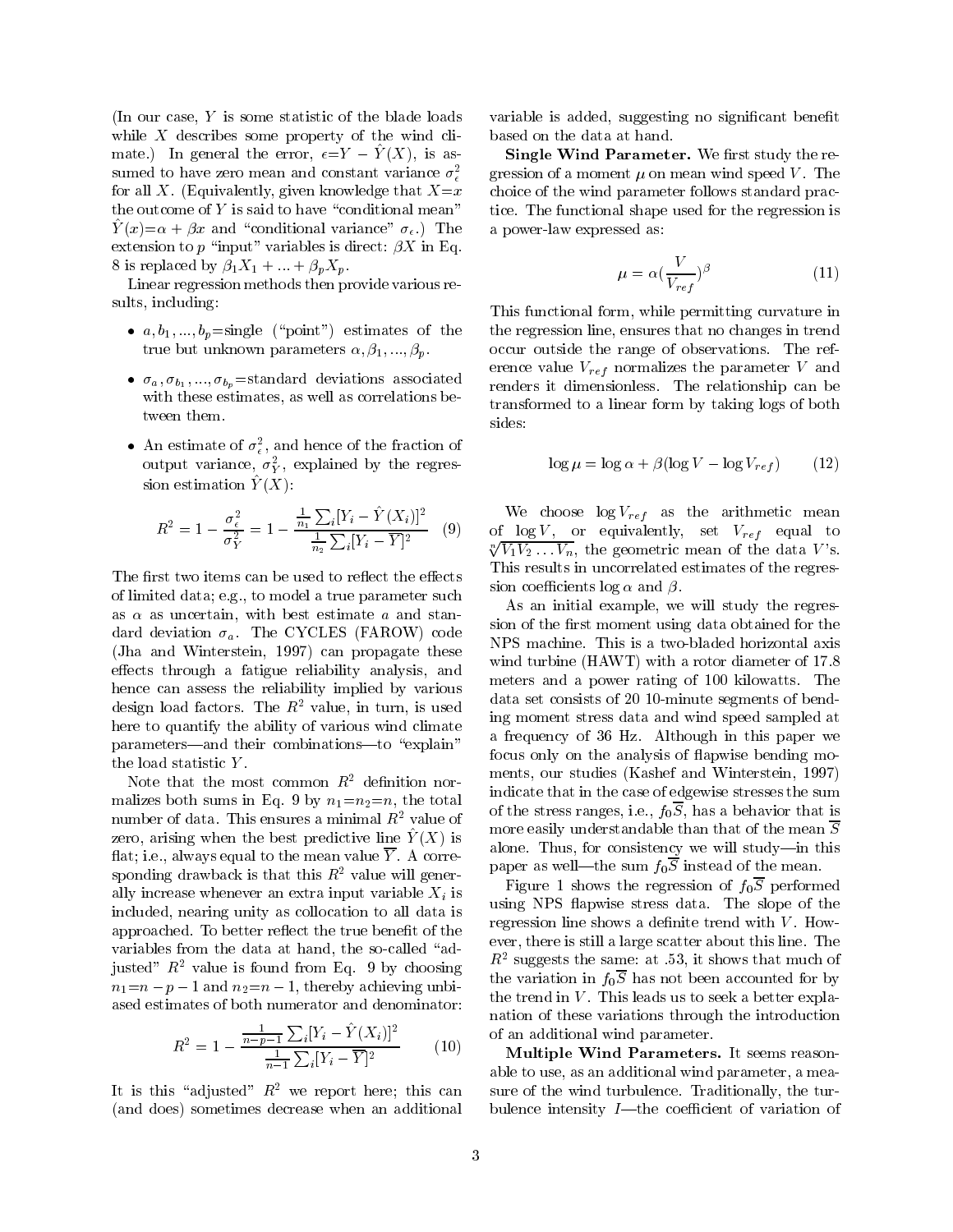(In our case, $Y$ is some statistic of the blade loads while $X$ describes some property of the wind climate.) In general the error, $\epsilon = Y - \hat{Y}(X)$, is assumed to have zero mean and constant variance $\sigma_\epsilon^2$ for all $X$. (Equivalently, given knowledge that $X = x$ the outcome of $Y$ is said to have "conditional mean" $\hat{Y}(x) = \alpha + \beta x$ and "conditional variance" $\sigma_\epsilon$.) The extension to $p$ "input" variables is direct: $\beta X$ in Eq. 8 is replaced by $\beta_1 X_1 + ... + \beta_p X_p$.

Linear regression methods then provide various results, including:

- $a, b_1, ..., b_p$=single ("point") estimates of the true but unknown parameters $\alpha, \beta_1, ..., \beta_p$.
- $\sigma_a, \sigma_{b_1}, ..., \sigma_{b_p}$=standard deviations associated with these estimates, as well as correlations between them.
- An estimate of $\sigma_\epsilon^2$, and hence of the fraction of output variance, $\sigma_Y^2$, explained by the regression estimation $\hat{Y}(X)$:

$$R^2 = 1 - \frac{\sigma_\epsilon^2}{\sigma_Y^2} = 1 - \frac{\frac{1}{n_1}\sum_i [Y_i - \hat{Y}(X_i)]^2}{\frac{1}{n_2}\sum_i [Y_i - \overline{Y}]^2} \quad (9)$$

The first two items can be used to reflect the effects of limited data; e.g., to model a true parameter such as $\alpha$ as uncertain, with best estimate $a$ and standard deviation $\sigma_a$. The CYCLES (FAROW) code (Jha and Winterstein, 1997) can propagate these effects through a fatigue reliability analysis, and hence can assess the reliability implied by various design load factors. The $R^2$ value, in turn, is used here to quantify the ability of various wind climate parameters—and their combinations—to "explain" the load statistic $Y$.

Note that the most common $R^2$ definition normalizes both sums in Eq. 9 by $n_1 = n_2 = n$, the total number of data. This ensures a minimal $R^2$ value of zero, arising when the best predictive line $\hat{Y}(X)$ is flat; i.e., always equal to the mean value $\overline{Y}$. A corresponding drawback is that this $R^2$ value will generally increase whenever an extra input variable $X_i$ is included, nearing unity as collocation to all data is approached. To better reflect the true benefit of the variables from the data at hand, the so-called "adjusted" $R^2$ value is found from Eq. 9 by choosing $n_1 = n - p - 1$ and $n_2 = n - 1$, thereby achieving unbiased estimates of both numerator and denominator:

$$R^2 = 1 - \frac{\frac{1}{n-p-1}\sum_i [Y_i - \hat{Y}(X_i)]^2}{\frac{1}{n-1}\sum_i [Y_i - \overline{Y}]^2} \quad (10)$$

It is this "adjusted" $R^2$ we report here; this can (and does) sometimes decrease when an additional variable is added, suggesting no significant benefit based on the data at hand.

**Single Wind Parameter.** We first study the regression of a moment $\mu$ on mean wind speed $V$. The choice of the wind parameter follows standard practice. The functional shape used for the regression is a power-law expressed as:

$$\mu = \alpha \left(\frac{V}{V_{ref}}\right)^\beta \quad (11)$$

This functional form, while permitting curvature in the regression line, ensures that no changes in trend occur outside the range of observations. The reference value $V_{ref}$ normalizes the parameter $V$ and renders it dimensionless. The relationship can be transformed to a linear form by taking logs of both sides:

$$\log \mu = \log \alpha + \beta(\log V - \log V_{ref}) \quad (12)$$

We choose $\log V_{ref}$ as the arithmetic mean of $\log V$, or equivalently, set $V_{ref}$ equal to $\sqrt[n]{V_1 V_2 \ldots V_n}$, the geometric mean of the data $V$'s. This results in uncorrelated estimates of the regression coefficients $\log \alpha$ and $\beta$.

As an initial example, we will study the regression of the first moment using data obtained for the NPS machine. This is a two-bladed horizontal axis wind turbine (HAWT) with a rotor diameter of 17.8 meters and a power rating of 100 kilowatts. The data set consists of 20 10-minute segments of bending moment stress data and wind speed sampled at a frequency of 36 Hz. Although in this paper we focus only on the analysis of flapwise bending moments, our studies (Kashef and Winterstein, 1997) indicate that in the case of edgewise stresses the sum of the stress ranges, i.e., $f_0\overline{S}$, has a behavior that is more easily understandable than that of the mean $\overline{S}$ alone. Thus, for consistency we will study—in this paper as well—the sum $f_0\overline{S}$ instead of the mean.

Figure 1 shows the regression of $f_0\overline{S}$ performed using NPS flapwise stress data. The slope of the regression line shows a definite trend with $V$. However, there is still a large scatter about this line. The $R^2$ suggests the same: at .53, it shows that much of the variation in $f_0\overline{S}$ has not been accounted for by the trend in $V$. This leads us to seek a better explanation of these variations through the introduction of an additional wind parameter.

**Multiple Wind Parameters.** It seems reasonable to use, as an additional wind parameter, a measure of the wind turbulence. Traditionally, the turbulence intensity $I$—the coefficient of variation of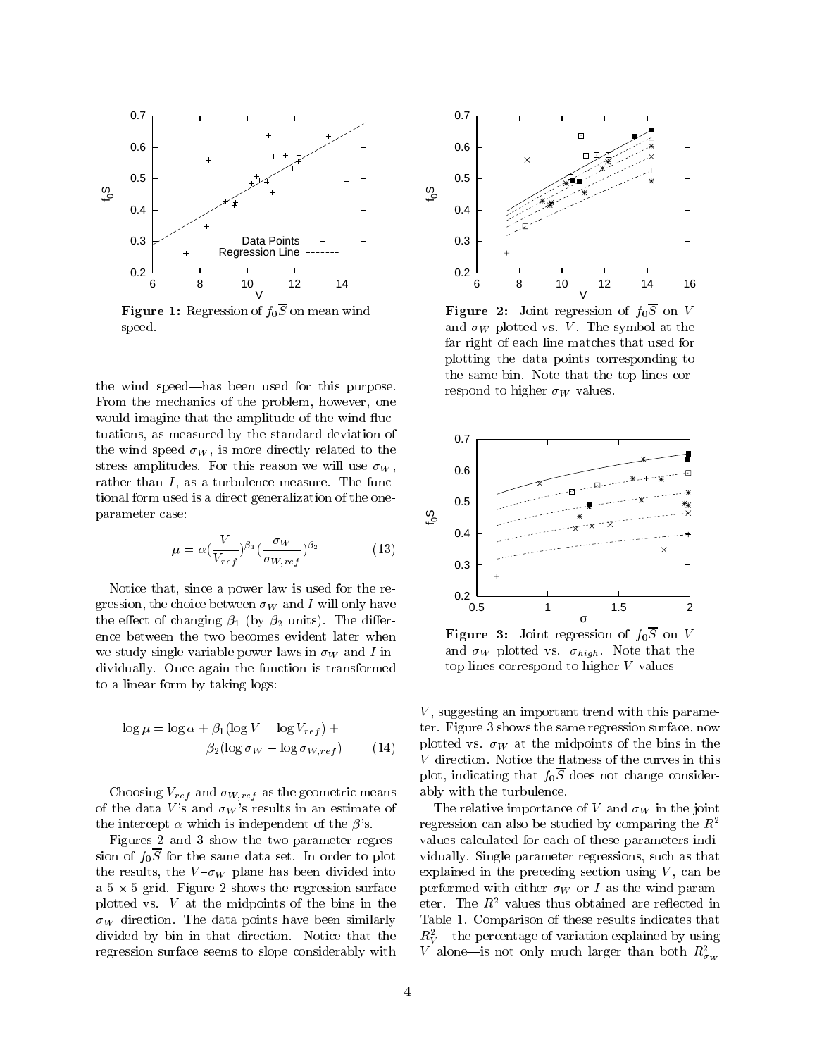0.7
0.6
0.5
0.4
0.3
0.2
6 8 10 12 14
V
$f_0S$
Data Points +
Regression Line -------

**Figure 1:** Regression of $f_0\overline{S}$ on mean wind speed.

0.7
0.6
0.5
0.4
0.3
0.2
6 8 10 12 14 16
V
$f_0S$

**Figure 2:** Joint regression of $f_0\overline{S}$ on $V$ and $\sigma_W$ plotted vs. $V$. The symbol at the far right of each line matches that used for plotting the data points corresponding to the same bin. Note that the top lines correspond to higher $\sigma_W$ values.

0.7
0.6
0.5
0.4
0.3
0.2
0.5 1 1.5 2
σ
$f_0S$

**Figure 3:** Joint regression of $f_0\overline{S}$ on $V$ and $\sigma_W$ plotted vs. $\sigma_{high}$. Note that the top lines correspond to higher $V$ values

the wind speed—has been used for this purpose. From the mechanics of the problem, however, one would imagine that the amplitude of the wind fluctuations, as measured by the standard deviation of the wind speed $\sigma_W$, is more directly related to the stress amplitudes. For this reason we will use $\sigma_W$, rather than $I$, as a turbulence measure. The functional form used is a direct generalization of the one-parameter case:

$$\mu = \alpha\left(\frac{V}{V_{ref}}\right)^{\beta_1}\left(\frac{\sigma_W}{\sigma_{W,ref}}\right)^{\beta_2} \tag{13}$$

Notice that, since a power law is used for the regression, the choice between $\sigma_W$ and $I$ will only have the effect of changing $\beta_1$ (by $\beta_2$ units). The difference between the two becomes evident later when we study single-variable power-laws in $\sigma_W$ and $I$ individually. Once again the function is transformed to a linear form by taking logs:

$$\log\mu = \log\alpha + \beta_1(\log V - \log V_{ref}) + \beta_2(\log\sigma_W - \log\sigma_{W,ref}) \tag{14}$$

Choosing $V_{ref}$ and $\sigma_{W,ref}$ as the geometric means of the data $V$'s and $\sigma_W$'s results in an estimate of the intercept $\alpha$ which is independent of the $\beta$'s.

Figures 2 and 3 show the two-parameter regression of $f_0\overline{S}$ for the same data set. In order to plot the results, the $V$–$\sigma_W$ plane has been divided into a $5 \times 5$ grid. Figure 2 shows the regression surface plotted vs. $V$ at the midpoints of the bins in the $\sigma_W$ direction. The data points have been similarly divided by bin in that direction. Notice that the regression surface seems to slope considerably with $V$, suggesting an important trend with this parameter. Figure 3 shows the same regression surface, now plotted vs. $\sigma_W$ at the midpoints of the bins in the $V$ direction. Notice the flatness of the curves in this plot, indicating that $f_0\overline{S}$ does not change considerably with the turbulence.

The relative importance of $V$ and $\sigma_W$ in the joint regression can also be studied by comparing the $R^2$ values calculated for each of these parameters individually. Single parameter regressions, such as that explained in the preceding section using $V$, can be performed with either $\sigma_W$ or $I$ as the wind parameter. The $R^2$ values thus obtained are reflected in Table 1. Comparison of these results indicates that $R_V^2$—the percentage of variation explained by using $V$ alone—is not only much larger than both $R_{\sigma_W}^2$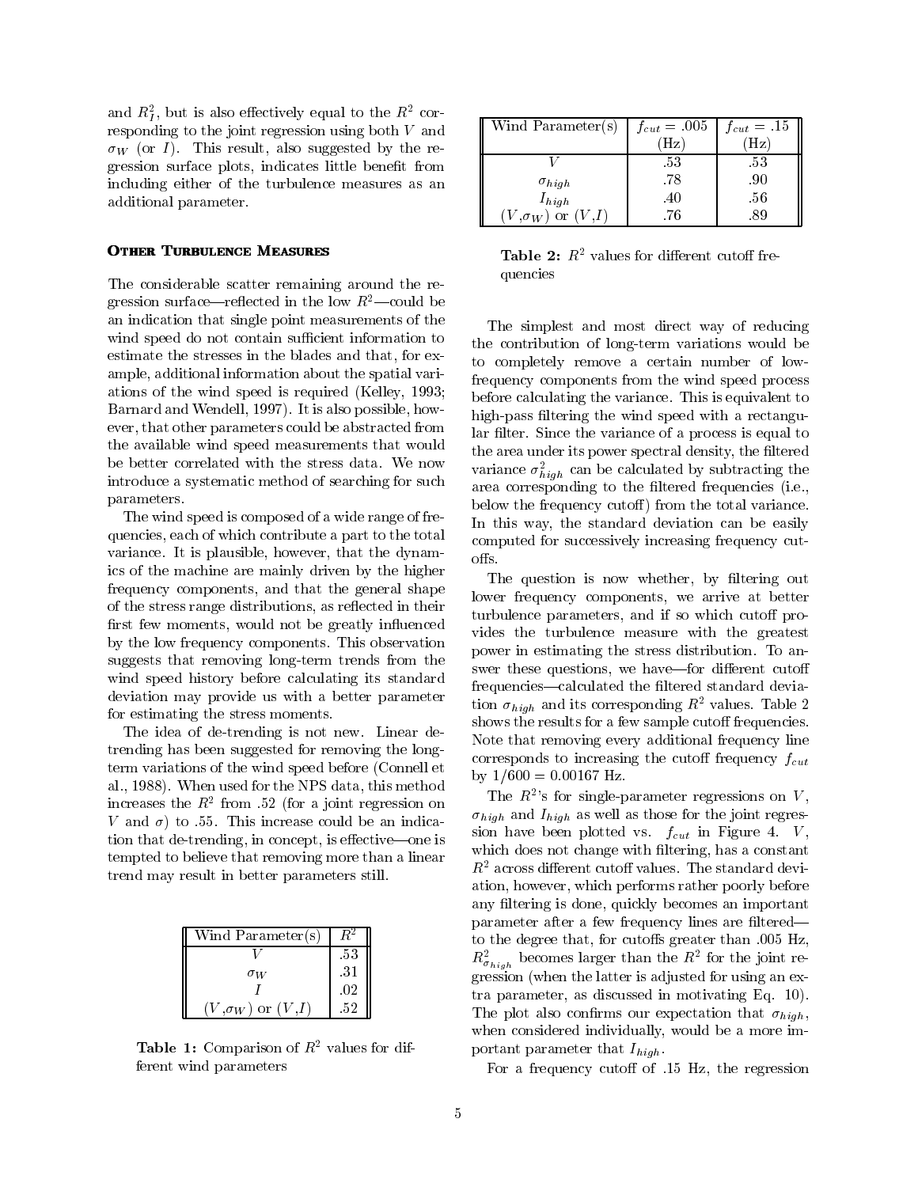and $R_I^2$, but is also effectively equal to the $R^2$ corresponding to the joint regression using both $V$ and $\sigma_W$ (or $I$). This result, also suggested by the regression surface plots, indicates little benefit from including either of the turbulence measures as an additional parameter.

### Other Turbulence Measures

The considerable scatter remaining around the regression surface—reflected in the low $R^2$—could be an indication that single point measurements of the wind speed do not contain sufficient information to estimate the stresses in the blades and that, for example, additional information about the spatial variations of the wind speed is required (Kelley, 1993; Barnard and Wendell, 1997). It is also possible, however, that other parameters could be abstracted from the available wind speed measurements that would be better correlated with the stress data. We now introduce a systematic method of searching for such parameters.

The wind speed is composed of a wide range of frequencies, each of which contribute a part to the total variance. It is plausible, however, that the dynamics of the machine are mainly driven by the higher frequency components, and that the general shape of the stress range distributions, as reflected in their first few moments, would not be greatly influenced by the low frequency components. This observation suggests that removing long-term trends from the wind speed history before calculating its standard deviation may provide us with a better parameter for estimating the stress moments.

The idea of de-trending is not new. Linear de-trending has been suggested for removing the long-term variations of the wind speed before (Connell et al., 1988). When used for the NPS data, this method increases the $R^2$ from .52 (for a joint regression on $V$ and $\sigma$) to .55. This increase could be an indication that de-trending, in concept, is effective—one is tempted to believe that removing more than a linear trend may result in better parameters still.

| Wind Parameter(s) | $R^2$ |
|---|---|
| $V$ | .53 |
| $\sigma_W$ | .31 |
| $I$ | .02 |
| ($V$,$\sigma_W$) or ($V$,$I$) | .52 |

**Table 1:** Comparison of $R^2$ values for different wind parameters

| Wind Parameter(s) | $f_{cut}$ = .005 (Hz) | $f_{cut}$ = .15 (Hz) |
|---|---|---|
| $V$ | .53 | .53 |
| $\sigma_{high}$ | .78 | .90 |
| $I_{high}$ | .40 | .56 |
| ($V$,$\sigma_W$) or ($V$,$I$) | .76 | .89 |

**Table 2:** $R^2$ values for different cutoff frequencies

The simplest and most direct way of reducing the contribution of long-term variations would be to completely remove a certain number of low-frequency components from the wind speed process before calculating the variance. This is equivalent to high-pass filtering the wind speed with a rectangular filter. Since the variance of a process is equal to the area under its power spectral density, the filtered variance $\sigma_{high}^2$ can be calculated by subtracting the area corresponding to the filtered frequencies (i.e., below the frequency cutoff) from the total variance. In this way, the standard deviation can be easily computed for successively increasing frequency cutoffs.

The question is now whether, by filtering out lower frequency components, we arrive at better turbulence parameters, and if so which cutoff provides the turbulence measure with the greatest power in estimating the stress distribution. To answer these questions, we have—for different cutoff frequencies—calculated the filtered standard deviation $\sigma_{high}$ and its corresponding $R^2$ values. Table 2 shows the results for a few sample cutoff frequencies. Note that removing every additional frequency line corresponds to increasing the cutoff frequency $f_{cut}$ by $1/600 = 0.00167$ Hz.

The $R^2$'s for single-parameter regressions on $V$, $\sigma_{high}$ and $I_{high}$ as well as those for the joint regression have been plotted vs. $f_{cut}$ in Figure 4. $V$, which does not change with filtering, has a constant $R^2$ across different cutoff values. The standard deviation, however, which performs rather poorly before any filtering is done, quickly becomes an important parameter after a few frequency lines are filtered—to the degree that, for cutoffs greater than .005 Hz, $R^2_{\sigma_{high}}$ becomes larger than the $R^2$ for the joint regression (when the latter is adjusted for using an extra parameter, as discussed in motivating Eq. 10). The plot also confirms our expectation that $\sigma_{high}$, when considered individually, would be a more important parameter that $I_{high}$.

For a frequency cutoff of .15 Hz, the regression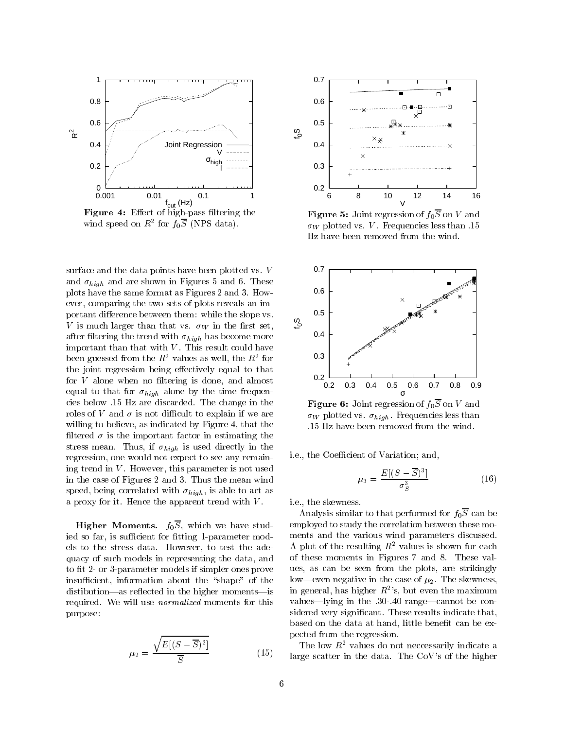1

0.8

0.6

$R^2$

0.4

0.2

0

0.001 0.01 0.1 1

$f_{cut}$ (Hz)

Joint Regression

V

$\sigma_{high}$

I

**Figure 4:** Effect of high-pass filtering the wind speed on $R^2$ for $f_0\overline{S}$ (NPS data).

0.7

0.6

0.5

0.4

0.3

0.2

$f_0S$

6 8 10 12 14 16

V

**Figure 5:** Joint regression of $f_0\overline{S}$ on $V$ and $\sigma_W$ plotted vs. $V$. Frequencies less than .15 Hz have been removed from the wind.

0.7

0.6

0.5

0.4

0.3

0.2

$f_0S$

0.2 0.3 0.4 0.5 0.6 0.7 0.8 0.9

σ

**Figure 6:** Joint regression of $f_0\overline{S}$ on $V$ and $\sigma_W$ plotted vs. $\sigma_{high}$. Frequencies less than .15 Hz have been removed from the wind.

surface and the data points have been plotted vs. $V$ and $\sigma_{high}$ and are shown in Figures 5 and 6. These plots have the same format as Figures 2 and 3. However, comparing the two sets of plots reveals an important difference between them: while the slope vs. $V$ is much larger than that vs. $\sigma_W$ in the first set, after filtering the trend with $\sigma_{high}$ has become more important than that with $V$. This result could have been guessed from the $R^2$ values as well, the $R^2$ for the joint regression being effectively equal to that for $V$ alone when no filtering is done, and almost equal to that for $\sigma_{high}$ alone by the time frequencies below .15 Hz are discarded. The change in the roles of $V$ and $\sigma$ is not difficult to explain if we are willing to believe, as indicated by Figure 4, that the filtered $\sigma$ is the important factor in estimating the stress mean. Thus, if $\sigma_{high}$ is used directly in the regression, one would not expect to see any remaining trend in $V$. However, this parameter is not used in the case of Figures 2 and 3. Thus the mean wind speed, being correlated with $\sigma_{high}$, is able to act as a proxy for it. Hence the apparent trend with $V$.

**Higher Moments.** $f_0\overline{S}$, which we have studied so far, is sufficient for fitting 1-parameter models to the stress data. However, to test the adequacy of such models in representing the data, and to fit 2- or 3-parameter models if simpler ones prove insufficient, information about the "shape" of the distibution—as reflected in the higher moments—is required. We will use *normalized* moments for this purpose:

$$\mu_2 = \frac{\sqrt{E[(S-\overline{S})^2]}}{\overline{S}} \tag{15}$$

i.e., the Coefficient of Variation; and,

$$\mu_3 = \frac{E[(S-\overline{S})^3]}{\sigma_S^3} \tag{16}$$

i.e., the skewness.

Analysis similar to that performed for $f_0\overline{S}$ can be employed to study the correlation between these moments and the various wind parameters discussed. A plot of the resulting $R^2$ values is shown for each of these moments in Figures 7 and 8. These values, as can be seen from the plots, are strikingly low—even negative in the case of $\mu_2$. The skewness, in general, has higher $R^2$'s, but even the maximum values—lying in the .30-.40 range—cannot be considered very significant. These results indicate that, based on the data at hand, little benefit can be expected from the regression.

The low $R^2$ values do not neccessarily indicate a large scatter in the data. The CoV's of the higher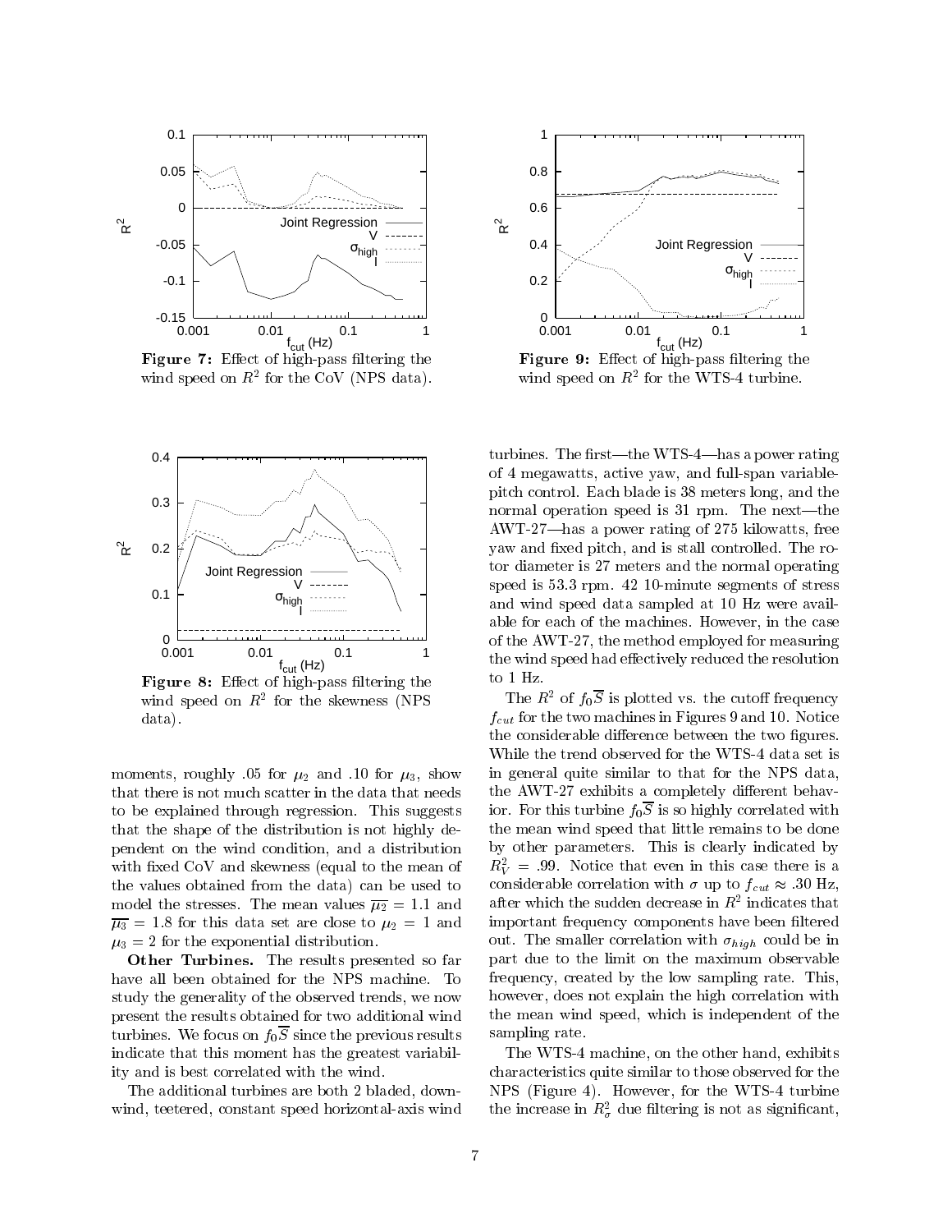0.1
0.05
0
-0.05
-0.1
-0.15
0.001 0.01 0.1 1
$R^2$
$f_{cut}$ (Hz)
Joint Regression
V
$\sigma_{high}$
I

**Figure 7:** Effect of high-pass filtering the wind speed on $R^2$ for the CoV (NPS data).

0.4
0.3
0.2
0.1
0
0.001 0.01 0.1 1
$R^2$
$f_{cut}$ (Hz)
Joint Regression
V
$\sigma_{high}$
I

**Figure 8:** Effect of high-pass filtering the wind speed on $R^2$ for the skewness (NPS data).

moments, roughly .05 for $\mu_2$ and .10 for $\mu_3$, show that there is not much scatter in the data that needs to be explained through regression. This suggests that the shape of the distribution is not highly dependent on the wind condition, and a distribution with fixed CoV and skewness (equal to the mean of the values obtained from the data) can be used to model the stresses. The mean values $\overline{\mu_2} = 1.1$ and $\overline{\mu_3} = 1.8$ for this data set are close to $\mu_2 = 1$ and $\mu_3 = 2$ for the exponential distribution.

**Other Turbines.** The results presented so far have all been obtained for the NPS machine. To study the generality of the observed trends, we now present the results obtained for two additional wind turbines. We focus on $f_0\overline{S}$ since the previous results indicate that this moment has the greatest variability and is best correlated with the wind.

The additional turbines are both 2 bladed, downwind, teetered, constant speed horizontal-axis wind turbines. The first—the WTS-4—has a power rating of 4 megawatts, active yaw, and full-span variable-pitch control. Each blade is 38 meters long, and the normal operation speed is 31 rpm. The next—the AWT-27—has a power rating of 275 kilowatts, free yaw and fixed pitch, and is stall controlled. The rotor diameter is 27 meters and the normal operating speed is 53.3 rpm. 42 10-minute segments of stress and wind speed data sampled at 10 Hz were available for each of the machines. However, in the case of the AWT-27, the method employed for measuring the wind speed had effectively reduced the resolution to 1 Hz.

The $R^2$ of $f_0\overline{S}$ is plotted vs. the cutoff frequency $f_{cut}$ for the two machines in Figures 9 and 10. Notice the considerable difference between the two figures. While the trend observed for the WTS-4 data set is in general quite similar to that for the NPS data, the AWT-27 exhibits a completely different behavior. For this turbine $f_0\overline{S}$ is so highly correlated with the mean wind speed that little remains to be done by other parameters. This is clearly indicated by $R_V^2 = .99$. Notice that even in this case there is a considerable correlation with $\sigma$ up to $f_{cut} \approx .30$ Hz, after which the sudden decrease in $R^2$ indicates that important frequency components have been filtered out. The smaller correlation with $\sigma_{high}$ could be in part due to the limit on the maximum observable frequency, created by the low sampling rate. This, however, does not explain the high correlation with the mean wind speed, which is independent of the sampling rate.

1
0.8
0.6
0.4
0.2
0
0.001 0.01 0.1 1
$R^2$
$f_{cut}$ (Hz)
Joint Regression
V
$\sigma_{high}$
I

**Figure 9:** Effect of high-pass filtering the wind speed on $R^2$ for the WTS-4 turbine.

The WTS-4 machine, on the other hand, exhibits characteristics quite similar to those observed for the NPS (Figure 4). However, for the WTS-4 turbine the increase in $R_\sigma^2$ due filtering is not as significant,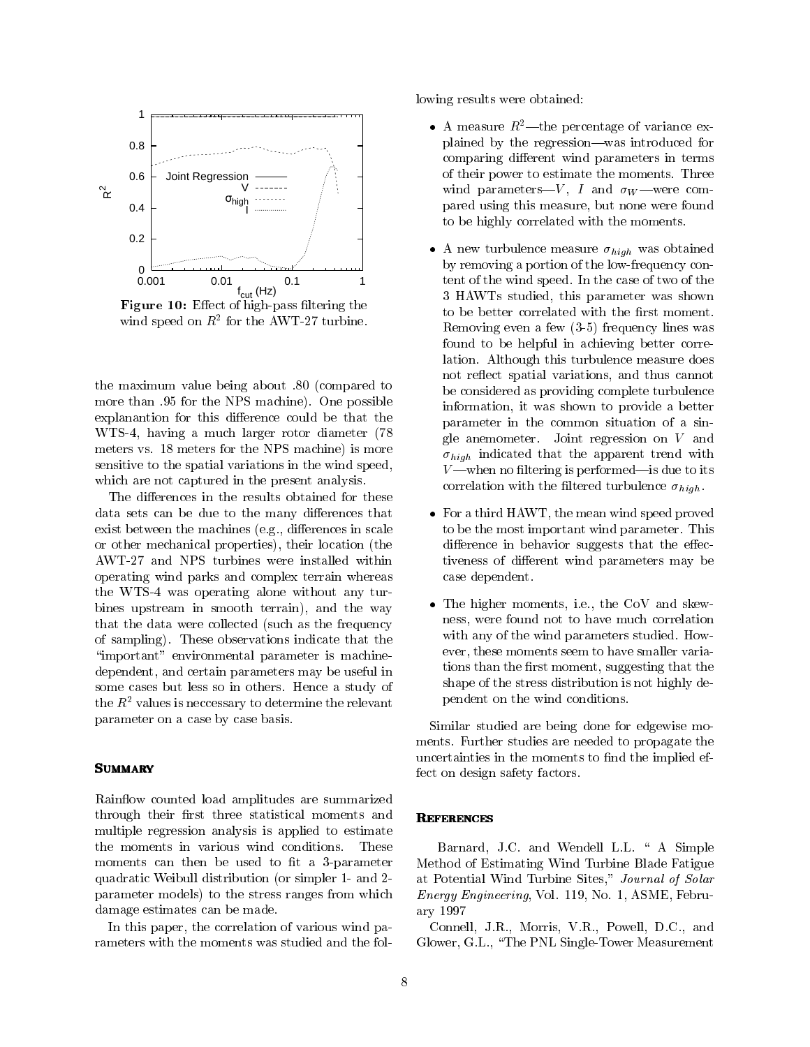1

0.8

0.6

0.4

0.2

0

0.001 0.01 0.1 1

$R^2$

$f_{cut}$ (Hz)

Joint Regression

V

$\sigma_{high}$

I

**Figure 10:** Effect of high-pass filtering the wind speed on $R^2$ for the AWT-27 turbine.

the maximum value being about .80 (compared to more than .95 for the NPS machine). One possible explanantion for this difference could be that the WTS-4, having a much larger rotor diameter (78 meters vs. 18 meters for the NPS machine) is more sensitive to the spatial variations in the wind speed, which are not captured in the present analysis.

The differences in the results obtained for these data sets can be due to the many differences that exist between the machines (e.g., differences in scale or other mechanical properties), their location (the AWT-27 and NPS turbines were installed within operating wind parks and complex terrain whereas the WTS-4 was operating alone without any turbines upstream in smooth terrain), and the way that the data were collected (such as the frequency of sampling). These observations indicate that the "important" environmental parameter is machine-dependent, and certain parameters may be useful in some cases but less so in others. Hence a study of the $R^2$ values is neccessary to determine the relevant parameter on a case by case basis.

## Summary

Rainflow counted load amplitudes are summarized through their first three statistical moments and multiple regression analysis is applied to estimate the moments in various wind conditions. These moments can then be used to fit a 3-parameter quadratic Weibull distribution (or simpler 1- and 2-parameter models) to the stress ranges from which damage estimates can be made.

In this paper, the correlation of various wind parameters with the moments was studied and the following results were obtained:

- A measure $R^2$—the percentage of variance explained by the regression—was introduced for comparing different wind parameters in terms of their power to estimate the moments. Three wind parameters—$V$, $I$ and $\sigma_W$—were compared using this measure, but none were found to be highly correlated with the moments.

- A new turbulence measure $\sigma_{high}$ was obtained by removing a portion of the low-frequency content of the wind speed. In the case of two of the 3 HAWTs studied, this parameter was shown to be better correlated with the first moment. Removing even a few (3-5) frequency lines was found to be helpful in achieving better correlation. Although this turbulence measure does not reflect spatial variations, and thus cannot be considered as providing complete turbulence information, it was shown to provide a better parameter in the common situation of a single anemometer. Joint regression on $V$ and $\sigma_{high}$ indicated that the apparent trend with $V$—when no filtering is performed—is due to its correlation with the filtered turbulence $\sigma_{high}$.

- For a third HAWT, the mean wind speed proved to be the most important wind parameter. This difference in behavior suggests that the effectiveness of different wind parameters may be case dependent.

- The higher moments, i.e., the CoV and skewness, were found not to have much correlation with any of the wind parameters studied. However, these moments seem to have smaller variations than the first moment, suggesting that the shape of the stress distribution is not highly dependent on the wind conditions.

Similar studied are being done for edgewise moments. Further studies are needed to propagate the uncertainties in the moments to find the implied effect on design safety factors.

## References

Barnard, J.C. and Wendell L.L. " A Simple Method of Estimating Wind Turbine Blade Fatigue at Potential Wind Turbine Sites," *Journal of Solar Energy Engineering*, Vol. 119, No. 1, ASME, February 1997

Connell, J.R., Morris, V.R., Powell, D.C., and Glower, G.L., "The PNL Single-Tower Measurement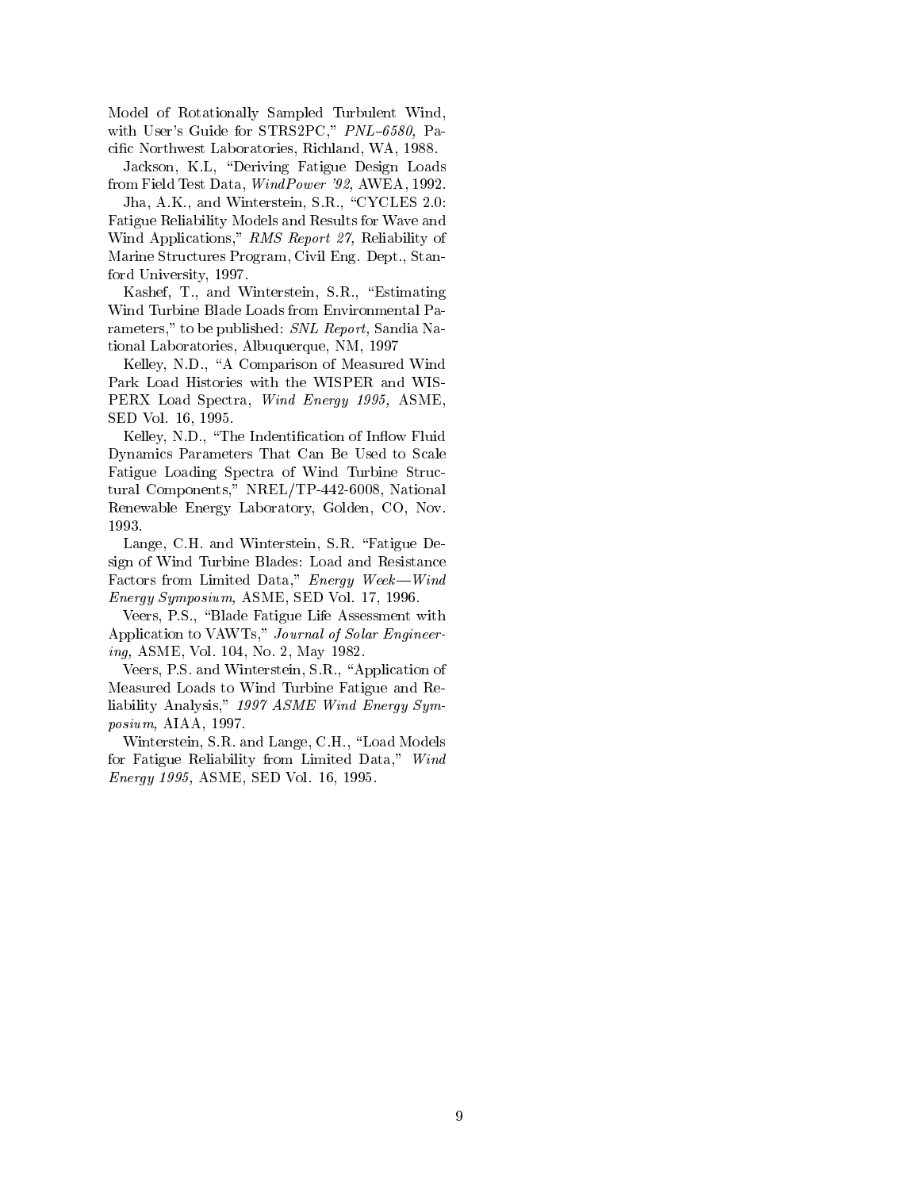Model of Rotationally Sampled Turbulent Wind, with User's Guide for STRS2PC," *PNL–6580,* Pacific Northwest Laboratories, Richland, WA, 1988.

Jackson, K.L, "Deriving Fatigue Design Loads from Field Test Data, *WindPower '92,* AWEA, 1992.

Jha, A.K., and Winterstein, S.R., "CYCLES 2.0: Fatigue Reliability Models and Results for Wave and Wind Applications," *RMS Report 27,* Reliability of Marine Structures Program, Civil Eng. Dept., Stanford University, 1997.

Kashef, T., and Winterstein, S.R., "Estimating Wind Turbine Blade Loads from Environmental Parameters," to be published: *SNL Report,* Sandia National Laboratories, Albuquerque, NM, 1997

Kelley, N.D., "A Comparison of Measured Wind Park Load Histories with the WISPER and WISPERX Load Spectra, *Wind Energy 1995,* ASME, SED Vol. 16, 1995.

Kelley, N.D., "The Indentification of Inflow Fluid Dynamics Parameters That Can Be Used to Scale Fatigue Loading Spectra of Wind Turbine Structural Components," NREL/TP-442-6008, National Renewable Energy Laboratory, Golden, CO, Nov. 1993.

Lange, C.H. and Winterstein, S.R. "Fatigue Design of Wind Turbine Blades: Load and Resistance Factors from Limited Data," *Energy Week—Wind Energy Symposium,* ASME, SED Vol. 17, 1996.

Veers, P.S., "Blade Fatigue Life Assessment with Application to VAWTs," *Journal of Solar Engineering,* ASME, Vol. 104, No. 2, May 1982.

Veers, P.S. and Winterstein, S.R., "Application of Measured Loads to Wind Turbine Fatigue and Reliability Analysis," *1997 ASME Wind Energy Symposium,* AIAA, 1997.

Winterstein, S.R. and Lange, C.H., "Load Models for Fatigue Reliability from Limited Data," *Wind Energy 1995,* ASME, SED Vol. 16, 1995.